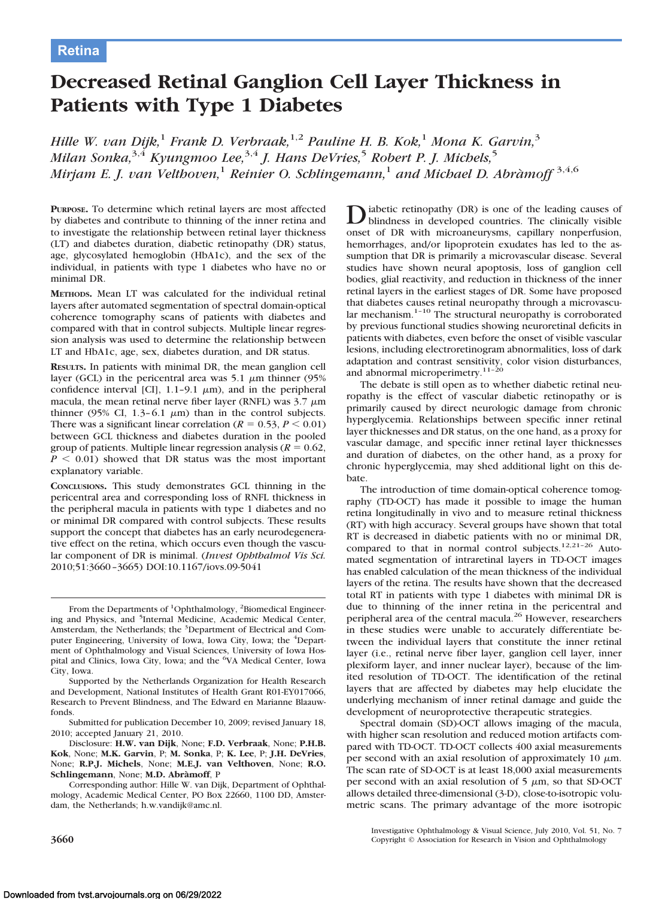Retina

# Decreased Retinal Ganglion Cell Layer Thickness in Patients with Type 1 Diabetes

*Hille W. van Dijk,[1] Frank D. Verbraak,[1,2] Pauline H. B. Kok,[1] Mona K. Garvin,[3] Milan Sonka,[3,4] Kyungmoo Lee,[3,4] J. Hans DeVries,[5] Robert P. J. Michels,[5] Mirjam E. J. van Velthoven,[1] Reinier O. Schlingemann,[1] and Michael D. Abràmoff[3,4,6]*

**Purpose.** To determine which retinal layers are most affected by diabetes and contribute to thinning of the inner retina and to investigate the relationship between retinal layer thickness (LT) and diabetes duration, diabetic retinopathy (DR) status, age, glycosylated hemoglobin (HbA1c), and the sex of the individual, in patients with type 1 diabetes who have no or minimal DR.

**Methods.** Mean LT was calculated for the individual retinal layers after automated segmentation of spectral domain-optical coherence tomography scans of patients with diabetes and compared with that in control subjects. Multiple linear regression analysis was used to determine the relationship between LT and HbA1c, age, sex, diabetes duration, and DR status.

**Results.** In patients with minimal DR, the mean ganglion cell layer (GCL) in the pericentral area was 5.1 μm thinner (95% confidence interval [CI], 1.1–9.1 μm), and in the peripheral macula, the mean retinal nerve fiber layer (RNFL) was 3.7 μm thinner (95% CI, 1.3–6.1 μm) than in the control subjects. There was a significant linear correlation ($R = 0.53$, $P < 0.01$) between GCL thickness and diabetes duration in the pooled group of patients. Multiple linear regression analysis ($R = 0.62$, $P < 0.01$) showed that DR status was the most important explanatory variable.

**Conclusions.** This study demonstrates GCL thinning in the pericentral area and corresponding loss of RNFL thickness in the peripheral macula in patients with type 1 diabetes and no or minimal DR compared with control subjects. These results support the concept that diabetes has an early neurodegenerative effect on the retina, which occurs even though the vascular component of DR is minimal. (*Invest Ophthalmol Vis Sci.* 2010;51:3660–3665) DOI:10.1167/iovs.09-5041

Diabetic retinopathy (DR) is one of the leading causes of blindness in developed countries. The clinically visible onset of DR with microaneurysms, capillary nonperfusion, hemorrhages, and/or lipoprotein exudates has led to the assumption that DR is primarily a microvascular disease. Several studies have shown neural apoptosis, loss of ganglion cell bodies, glial reactivity, and reduction in thickness of the inner retinal layers in the earliest stages of DR. Some have proposed that diabetes causes retinal neuropathy through a microvascular mechanism.[1–10] The structural neuropathy is corroborated by previous functional studies showing neuroretinal deficits in patients with diabetes, even before the onset of visible vascular lesions, including electroretinogram abnormalities, loss of dark adaptation and contrast sensitivity, color vision disturbances, and abnormal microperimetry.[11–20]

The debate is still open as to whether diabetic retinal neuropathy is the effect of vascular diabetic retinopathy or is primarily caused by direct neurologic damage from chronic hyperglycemia. Relationships between specific inner retinal layer thicknesses and DR status, on the one hand, as a proxy for vascular damage, and specific inner retinal layer thicknesses and duration of diabetes, on the other hand, as a proxy for chronic hyperglycemia, may shed additional light on this debate.

The introduction of time domain-optical coherence tomography (TD-OCT) has made it possible to image the human retina longitudinally in vivo and to measure retinal thickness (RT) with high accuracy. Several groups have shown that total RT is decreased in diabetic patients with no or minimal DR, compared to that in normal control subjects.[12,21–26] Automated segmentation of intraretinal layers in TD-OCT images has enabled calculation of the mean thickness of the individual layers of the retina. The results have shown that the decreased total RT in patients with type 1 diabetes with minimal DR is due to thinning of the inner retina in the pericentral and peripheral area of the central macula.[26] However, researchers in these studies were unable to accurately differentiate between the individual layers that constitute the inner retinal layer (i.e., retinal nerve fiber layer, ganglion cell layer, inner plexiform layer, and inner nuclear layer), because of the limited resolution of TD-OCT. The identification of the retinal layers that are affected by diabetes may help elucidate the underlying mechanism of inner retinal damage and guide the development of neuroprotective therapeutic strategies.

Spectral domain (SD)-OCT allows imaging of the macula, with higher scan resolution and reduced motion artifacts compared with TD-OCT. TD-OCT collects 400 axial measurements per second with an axial resolution of approximately 10 μm. The scan rate of SD-OCT is at least 18,000 axial measurements per second with an axial resolution of 5 μm, so that SD-OCT allows detailed three-dimensional (3-D), close-to-isotropic volumetric scans. The primary advantage of the more isotropic

From the Departments of [1]Ophthalmology, [2]Biomedical Engineering and Physics, and [5]Internal Medicine, Academic Medical Center, Amsterdam, the Netherlands; the [3]Department of Electrical and Computer Engineering, University of Iowa, Iowa City, Iowa; the [4]Department of Ophthalmology and Visual Sciences, University of Iowa Hospital and Clinics, Iowa City, Iowa; and the [6]VA Medical Center, Iowa City, Iowa.

Supported by the Netherlands Organization for Health Research and Development, National Institutes of Health Grant R01-EY017066, Research to Prevent Blindness, and The Edward en Marianne Blaauwfonds.

Submitted for publication December 10, 2009; revised January 18, 2010; accepted January 21, 2010.

Disclosure: **H.W. van Dijk**, None; **F.D. Verbraak**, None; **P.H.B. Kok**, None; **M.K. Garvin**, P; **M. Sonka**, P; **K. Lee**, P; **J.H. DeVries**, None; **R.P.J. Michels**, None; **M.E.J. van Velthoven**, None; **R.O. Schlingemann**, None; **M.D. Abràmoff**, P

Corresponding author: Hille W. van Dijk, Department of Ophthalmology, Academic Medical Center, PO Box 22660, 1100 DD, Amsterdam, the Netherlands; h.w.vandijk@amc.nl.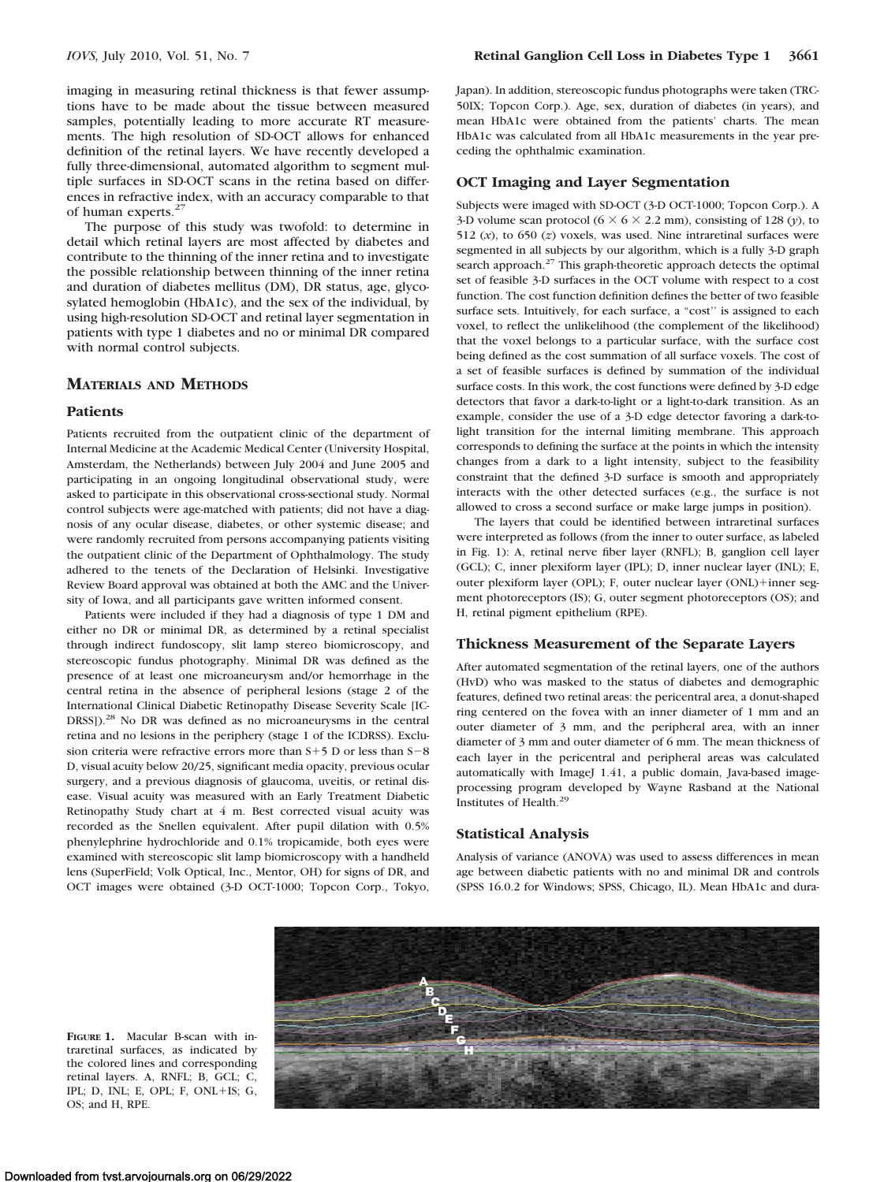imaging in measuring retinal thickness is that fewer assumptions have to be made about the tissue between measured samples, potentially leading to more accurate RT measurements. The high resolution of SD-OCT allows for enhanced definition of the retinal layers. We have recently developed a fully three-dimensional, automated algorithm to segment multiple surfaces in SD-OCT scans in the retina based on differences in refractive index, with an accuracy comparable to that of human experts.[27]

The purpose of this study was twofold: to determine in detail which retinal layers are most affected by diabetes and contribute to the thinning of the inner retina and to investigate the possible relationship between thinning of the inner retina and duration of diabetes mellitus (DM), DR status, age, glycosylated hemoglobin (HbA1c), and the sex of the individual, by using high-resolution SD-OCT and retinal layer segmentation in patients with type 1 diabetes and no or minimal DR compared with normal control subjects.

## Materials and Methods

### Patients

Patients recruited from the outpatient clinic of the department of Internal Medicine at the Academic Medical Center (University Hospital, Amsterdam, the Netherlands) between July 2004 and June 2005 and participating in an ongoing longitudinal observational study, were asked to participate in this observational cross-sectional study. Normal control subjects were age-matched with patients; did not have a diagnosis of any ocular disease, diabetes, or other systemic disease; and were randomly recruited from persons accompanying patients visiting the outpatient clinic of the Department of Ophthalmology. The study adhered to the tenets of the Declaration of Helsinki. Investigative Review Board approval was obtained at both the AMC and the University of Iowa, and all participants gave written informed consent.

Patients were included if they had a diagnosis of type 1 DM and either no DR or minimal DR, as determined by a retinal specialist through indirect fundoscopy, slit lamp stereo biomicroscopy, and stereoscopic fundus photography. Minimal DR was defined as the presence of at least one microaneurysm and/or hemorrhage in the central retina in the absence of peripheral lesions (stage 2 of the International Clinical Diabetic Retinopathy Disease Severity Scale [ICDRSS]).[28] No DR was defined as no microaneurysms in the central retina and no lesions in the periphery (stage 1 of the ICDRSS). Exclusion criteria were refractive errors more than S+5 D or less than S−8 D, visual acuity below 20/25, significant media opacity, previous ocular surgery, and a previous diagnosis of glaucoma, uveitis, or retinal disease. Visual acuity was measured with an Early Treatment Diabetic Retinopathy Study chart at 4 m. Best corrected visual acuity was recorded as the Snellen equivalent. After pupil dilation with 0.5% phenylephrine hydrochloride and 0.1% tropicamide, both eyes were examined with stereoscopic slit lamp biomicroscopy with a handheld lens (SuperField; Volk Optical, Inc., Mentor, OH) for signs of DR, and OCT images were obtained (3-D OCT-1000; Topcon Corp., Tokyo, Japan). In addition, stereoscopic fundus photographs were taken (TRC-50IX; Topcon Corp.). Age, sex, duration of diabetes (in years), and mean HbA1c were obtained from the patients' charts. The mean HbA1c was calculated from all HbA1c measurements in the year preceding the ophthalmic examination.

### OCT Imaging and Layer Segmentation

Subjects were imaged with SD-OCT (3-D OCT-1000; Topcon Corp.). A 3-D volume scan protocol ($6 \times 6 \times 2.2$ mm), consisting of 128 ($y$), to 512 ($x$), to 650 ($z$) voxels, was used. Nine intraretinal surfaces were segmented in all subjects by our algorithm, which is a fully 3-D graph search approach.[27] This graph-theoretic approach detects the optimal set of feasible 3-D surfaces in the OCT volume with respect to a cost function. The cost function definition defines the better of two feasible surface sets. Intuitively, for each surface, a "cost" is assigned to each voxel, to reflect the unlikelihood (the complement of the likelihood) that the voxel belongs to a particular surface, with the surface cost being defined as the cost summation of all surface voxels. The cost of a set of feasible surfaces is defined by summation of the individual surface costs. In this work, the cost functions were defined by 3-D edge detectors that favor a dark-to-light or a light-to-dark transition. As an example, consider the use of a 3-D edge detector favoring a dark-to-light transition for the internal limiting membrane. This approach corresponds to defining the surface at the points in which the intensity changes from a dark to a light intensity, subject to the feasibility constraint that the defined 3-D surface is smooth and appropriately interacts with the other detected surfaces (e.g., the surface is not allowed to cross a second surface or make large jumps in position).

The layers that could be identified between intraretinal surfaces were interpreted as follows (from the inner to outer surface, as labeled in Fig. 1): A, retinal nerve fiber layer (RNFL); B, ganglion cell layer (GCL); C, inner plexiform layer (IPL); D, inner nuclear layer (INL); E, outer plexiform layer (OPL); F, outer nuclear layer (ONL)+inner segment photoreceptors (IS); G, outer segment photoreceptors (OS); and H, retinal pigment epithelium (RPE).

### Thickness Measurement of the Separate Layers

After automated segmentation of the retinal layers, one of the authors (HvD) who was masked to the status of diabetes and demographic features, defined two retinal areas: the pericentral area, a donut-shaped ring centered on the fovea with an inner diameter of 1 mm and an outer diameter of 3 mm, and the peripheral area, with an inner diameter of 3 mm and outer diameter of 6 mm. The mean thickness of each layer in the pericentral and peripheral areas was calculated automatically with ImageJ 1.41, a public domain, Java-based image-processing program developed by Wayne Rasband at the National Institutes of Health.[29]

### Statistical Analysis

Analysis of variance (ANOVA) was used to assess differences in mean age between diabetic patients with no and minimal DR and controls (SPSS 16.0.2 for Windows; SPSS, Chicago, IL). Mean HbA1c and dura-

A
B
C
D
E
F
G
H

**Figure 1.** Macular B-scan with intraretinal surfaces, as indicated by the colored lines and corresponding retinal layers. A, RNFL; B, GCL; C, IPL; D, INL; E, OPL; F, ONL+IS; G, OS; and H, RPE.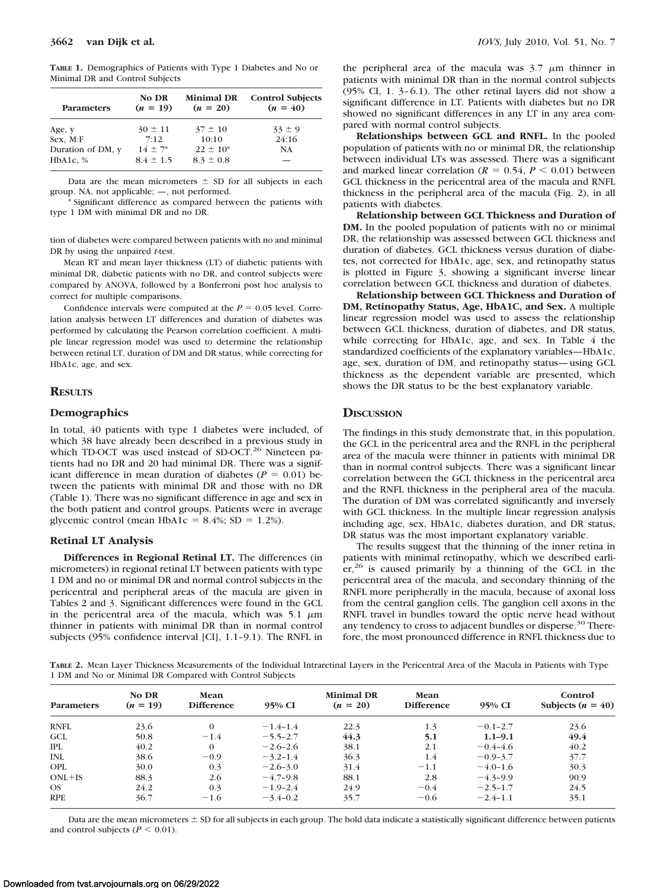**Table 1.** Demographics of Patients with Type 1 Diabetes and No or Minimal DR and Control Subjects

| Parameters | No DR ($n$ = 19) | Minimal DR ($n$ = 20) | Control Subjects ($n$ = 40) |
|---|---|---|---|
| Age, y | 30 ± 11 | 37 ± 10 | 33 ± 9 |
| Sex, M:F | 7:12 | 10:10 | 24:16 |
| Duration of DM, y | 14 ± 7* | 22 ± 10* | NA |
| HbA1c, % | 8.4 ± 1.5 | 8.3 ± 0.8 | — |

Data are the mean micrometers ± SD for all subjects in each group. NA, not applicable; —, not performed.

\* Significant difference as compared between the patients with type 1 DM with minimal DR and no DR.

tion of diabetes were compared between patients with no and minimal DR by using the unpaired *t*-test.

Mean RT and mean layer thickness (LT) of diabetic patients with minimal DR, diabetic patients with no DR, and control subjects were compared by ANOVA, followed by a Bonferroni post hoc analysis to correct for multiple comparisons.

Confidence intervals were computed at the $P = 0.05$ level. Correlation analysis between LT differences and duration of diabetes was performed by calculating the Pearson correlation coefficient. A multiple linear regression model was used to determine the relationship between retinal LT, duration of DM and DR status, while correcting for HbA1c, age, and sex.

## Results

### Demographics

In total, 40 patients with type 1 diabetes were included, of which 38 have already been described in a previous study in which TD-OCT was used instead of SD-OCT.[26] Nineteen patients had no DR and 20 had minimal DR. There was a significant difference in mean duration of diabetes ($P = 0.01$) between the patients with minimal DR and those with no DR (Table 1). There was no significant difference in age and sex in the both patient and control groups. Patients were in average glycemic control (mean HbA1c = 8.4%; SD = 1.2%).

### Retinal LT Analysis

**Differences in Regional Retinal LT.** The differences (in micrometers) in regional retinal LT between patients with type 1 DM and no or minimal DR and normal control subjects in the pericentral and peripheral areas of the macula are given in Tables 2 and 3. Significant differences were found in the GCL in the pericentral area of the macula, which was 5.1 μm thinner in patients with minimal DR than in normal control subjects (95% confidence interval [CI], 1.1–9.1). The RNFL in the peripheral area of the macula was 3.7 μm thinner in patients with minimal DR than in the normal control subjects (95% CI, 1. 3–6.1). The other retinal layers did not show a significant difference in LT. Patients with diabetes but no DR showed no significant differences in any LT in any area compared with normal control subjects.

**Relationships between GCL and RNFL.** In the pooled population of patients with no or minimal DR, the relationship between individual LTs was assessed. There was a significant and marked linear correlation ($R = 0.54$, $P < 0.01$) between GCL thickness in the pericentral area of the macula and RNFL thickness in the peripheral area of the macula (Fig. 2), in all patients with diabetes.

**Relationship between GCL Thickness and Duration of DM.** In the pooled population of patients with no or minimal DR, the relationship was assessed between GCL thickness and duration of diabetes. GCL thickness versus duration of diabetes, not corrected for HbA1c, age, sex, and retinopathy status is plotted in Figure 3, showing a significant inverse linear correlation between GCL thickness and duration of diabetes.

**Relationship between GCL Thickness and Duration of DM, Retinopathy Status, Age, HbA1C, and Sex.** A multiple linear regression model was used to assess the relationship between GCL thickness, duration of diabetes, and DR status, while correcting for HbA1c, age, and sex. In Table 4 the standardized coefficients of the explanatory variables—HbA1c, age, sex, duration of DM, and retinopathy status—using GCL thickness as the dependent variable are presented, which shows the DR status to be the best explanatory variable.

## Discussion

The findings in this study demonstrate that, in this population, the GCL in the pericentral area and the RNFL in the peripheral area of the macula were thinner in patients with minimal DR than in normal control subjects. There was a significant linear correlation between the GCL thickness in the pericentral area and the RNFL thickness in the peripheral area of the macula. The duration of DM was correlated significantly and inversely with GCL thickness. In the multiple linear regression analysis including age, sex, HbA1c, diabetes duration, and DR status, DR status was the most important explanatory variable.

The results suggest that the thinning of the inner retina in patients with minimal retinopathy, which we described earlier,[26] is caused primarily by a thinning of the GCL in the pericentral area of the macula, and secondary thinning of the RNFL more peripherally in the macula, because of axonal loss from the central ganglion cells. The ganglion cell axons in the RNFL travel in bundles toward the optic nerve head without any tendency to cross to adjacent bundles or disperse.[30] Therefore, the most pronounced difference in RNFL thickness due to

**Table 2.** Mean Layer Thickness Measurements of the Individual Intraretinal Layers in the Pericentral Area of the Macula in Patients with Type 1 DM and No or Minimal DR Compared with Control Subjects

| Parameters | No DR ($n$ = 19) | Mean Difference | 95% CI | Minimal DR ($n$ = 20) | Mean Difference | 95% CI | Control Subjects ($n$ = 40) |
|---|---|---|---|---|---|---|---|
| RNFL | 23.6 | 0 | −1.4–1.4 | 22.3 | 1.3 | −0.1–2.7 | 23.6 |
| GCL | 50.8 | −1.4 | −5.5–2.7 | **44.3** | **5.1** | **1.1–9.1** | **49.4** |
| IPL | 40.2 | 0 | −2.6–2.6 | 38.1 | 2.1 | −0.4–4.6 | 40.2 |
| INL | 38.6 | −0.9 | −3.2–1.4 | 36.3 | 1.4 | −0.9–3.7 | 37.7 |
| OPL | 30.0 | 0.3 | −2.6–3.0 | 31.4 | −1.1 | −4.0–1.6 | 30.3 |
| ONL+IS | 88.3 | 2.6 | −4.7–9.8 | 88.1 | 2.8 | −4.3–9.9 | 90.9 |
| OS | 24.2 | 0.3 | −1.9–2.4 | 24.9 | −0.4 | −2.5–1.7 | 24.5 |
| RPE | 36.7 | −1.6 | −3.4–0.2 | 35.7 | −0.6 | −2.4–1.1 | 35.1 |

Data are the mean micrometers ± SD for all subjects in each group. The bold data indicate a statistically significant difference between patients and control subjects ($P < 0.01$).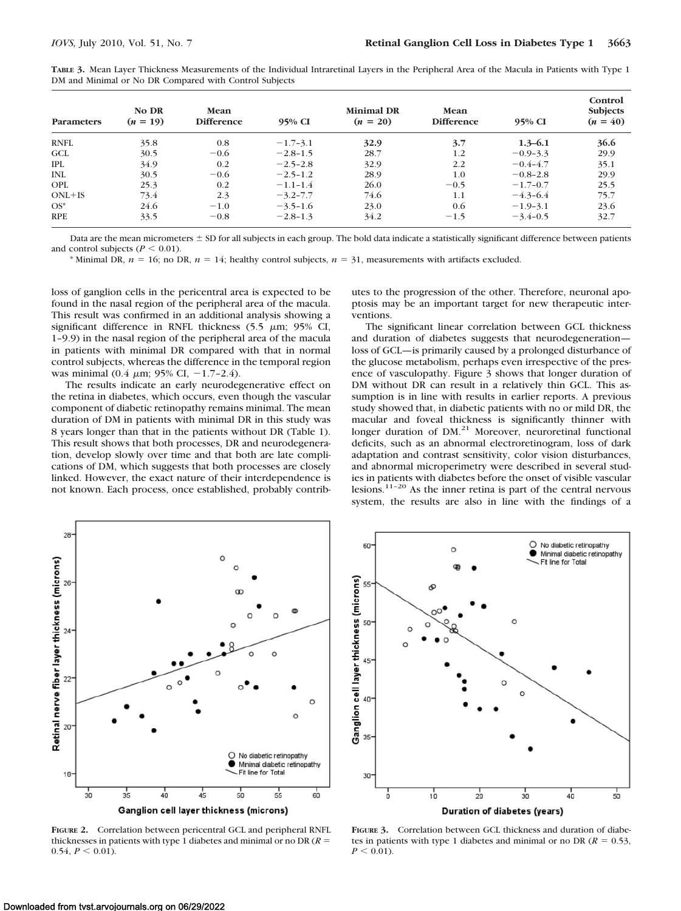**TABLE 3.** Mean Layer Thickness Measurements of the Individual Intraretinal Layers in the Peripheral Area of the Macula in Patients with Type 1 DM and Minimal or No DR Compared with Control Subjects

| Parameters | No DR ($n = 19$) | Mean Difference | 95% CI | Minimal DR ($n = 20$) | Mean Difference | 95% CI | Control Subjects ($n = 40$) |
|---|---|---|---|---|---|---|---|
| RNFL | 35.8 | 0.8 | −1.7–3.1 | **32.9** | **3.7** | **1.3–6.1** | **36.6** |
| GCL | 30.5 | −0.6 | −2.8–1.5 | 28.7 | 1.2 | −0.9–3.3 | 29.9 |
| IPL | 34.9 | 0.2 | −2.5–2.8 | 32.9 | 2.2 | −0.4–4.7 | 35.1 |
| INL | 30.5 | −0.6 | −2.5–1.2 | 28.9 | 1.0 | −0.8–2.8 | 29.9 |
| OPL | 25.3 | 0.2 | −1.1–1.4 | 26.0 | −0.5 | −1.7–0.7 | 25.5 |
| ONL+IS | 73.4 | 2.3 | −3.2–7.7 | 74.6 | 1.1 | −4.3–6.4 | 75.7 |
| OS* | 24.6 | −1.0 | −3.5–1.6 | 23.0 | 0.6 | −1.9–3.1 | 23.6 |
| RPE | 33.5 | −0.8 | −2.8–1.3 | 34.2 | −1.5 | −3.4–0.5 | 32.7 |

Data are the mean micrometers ± SD for all subjects in each group. The bold data indicate a statistically significant difference between patients and control subjects ($P < 0.01$).

* Minimal DR, $n = 16$; no DR, $n = 14$; healthy control subjects, $n = 31$, measurements with artifacts excluded.

loss of ganglion cells in the pericentral area is expected to be found in the nasal region of the peripheral area of the macula. This result was confirmed in an additional analysis showing a significant difference in RNFL thickness (5.5 μm; 95% CI, 1–9.9) in the nasal region of the peripheral area of the macula in patients with minimal DR compared with that in normal control subjects, whereas the difference in the temporal region was minimal (0.4 μm; 95% CI, −1.7–2.4).

The results indicate an early neurodegenerative effect on the retina in diabetes, which occurs, even though the vascular component of diabetic retinopathy remains minimal. The mean duration of DM in patients with minimal DR in this study was 8 years longer than that in the patients without DR (Table 1). This result shows that both processes, DR and neurodegeneration, develop slowly over time and that both are late complications of DM, which suggests that both processes are closely linked. However, the exact nature of their interdependence is not known. Each process, once established, probably contributes to the progression of the other. Therefore, neuronal apoptosis may be an important target for new therapeutic interventions.

The significant linear correlation between GCL thickness and duration of diabetes suggests that neurodegeneration—loss of GCL—is primarily caused by a prolonged disturbance of the glucose metabolism, perhaps even irrespective of the presence of vasculopathy. Figure 3 shows that longer duration of DM without DR can result in a relatively thin GCL. This assumption is in line with results in earlier reports. A previous study showed that, in diabetic patients with no or mild DR, the macular and foveal thickness is significantly thinner with longer duration of DM.[21] Moreover, neuroretinal functional deficits, such as an abnormal electroretinogram, loss of dark adaptation and contrast sensitivity, color vision disturbances, and abnormal microperimetry were described in several studies in patients with diabetes before the onset of visible vascular lesions.[11–20] As the inner retina is part of the central nervous system, the results are also in line with the findings of a

Retinal nerve fiber layer thickness (microns)
28
26
24
22
20
18
30 35 40 45 50 55 60
Ganglion cell layer thickness (microns)
No diabetic retinopathy
Minimal diabetic retinopathy
Fit line for Total

**FIGURE 2.** Correlation between pericentral GCL and peripheral RNFL thicknesses in patients with type 1 diabetes and minimal or no DR ($R = 0.54$, $P < 0.01$).

Ganglion cell layer thickness (microns)
60
55
50
45
40
35
30
0 10 20 30 40 50
Duration of diabetes (years)
No diabetic retinopathy
Minimal diabetic retinopathy
Fit line for Total

**FIGURE 3.** Correlation between GCL thickness and duration of diabetes in patients with type 1 diabetes and minimal or no DR ($R = 0.53$, $P < 0.01$).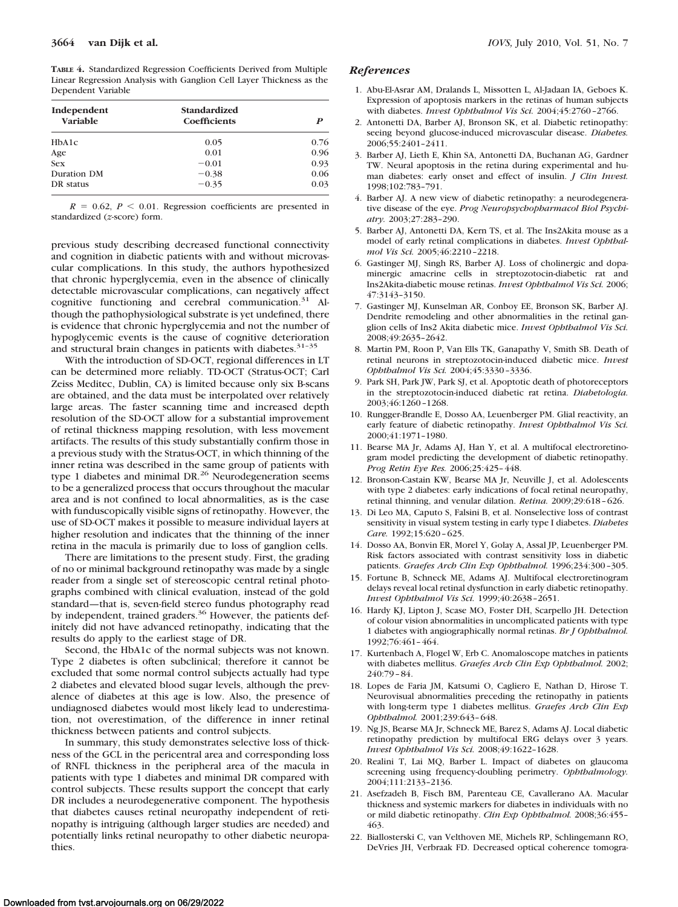**TABLE 4.** Standardized Regression Coefficients Derived from Multiple Linear Regression Analysis with Ganglion Cell Layer Thickness as the Dependent Variable

| Independent Variable | Standardized Coefficients | *P* |
|---|---|---|
| HbA1c | 0.05 | 0.76 |
| Age | 0.01 | 0.96 |
| Sex | −0.01 | 0.93 |
| Duration DM | −0.38 | 0.06 |
| DR status | −0.35 | 0.03 |

$R = 0.62$, $P < 0.01$. Regression coefficients are presented in standardized (*z*-score) form.

previous study describing decreased functional connectivity and cognition in diabetic patients with and without microvascular complications. In this study, the authors hypothesized that chronic hyperglycemia, even in the absence of clinically detectable microvascular complications, can negatively affect cognitive functioning and cerebral communication.[31] Although the pathophysiological substrate is yet undefined, there is evidence that chronic hyperglycemia and not the number of hypoglycemic events is the cause of cognitive deterioration and structural brain changes in patients with diabetes.[31–35]

With the introduction of SD-OCT, regional differences in LT can be determined more reliably. TD-OCT (Stratus-OCT; Carl Zeiss Meditec, Dublin, CA) is limited because only six B-scans are obtained, and the data must be interpolated over relatively large areas. The faster scanning time and increased depth resolution of the SD-OCT allow for a substantial improvement of retinal thickness mapping resolution, with less movement artifacts. The results of this study substantially confirm those in a previous study with the Stratus-OCT, in which thinning of the inner retina was described in the same group of patients with type 1 diabetes and minimal DR.[26] Neurodegeneration seems to be a generalized process that occurs throughout the macular area and is not confined to local abnormalities, as is the case with funduscopically visible signs of retinopathy. However, the use of SD-OCT makes it possible to measure individual layers at higher resolution and indicates that the thinning of the inner retina in the macula is primarily due to loss of ganglion cells.

There are limitations to the present study. First, the grading of no or minimal background retinopathy was made by a single reader from a single set of stereoscopic central retinal photographs combined with clinical evaluation, instead of the gold standard—that is, seven-field stereo fundus photography read by independent, trained graders.[36] However, the patients definitely did not have advanced retinopathy, indicating that the results do apply to the earliest stage of DR.

Second, the HbA1c of the normal subjects was not known. Type 2 diabetes is often subclinical; therefore it cannot be excluded that some normal control subjects actually had type 2 diabetes and elevated blood sugar levels, although the prevalence of diabetes at this age is low. Also, the presence of undiagnosed diabetes would most likely lead to underestimation, not overestimation, of the difference in inner retinal thickness between patients and control subjects.

In summary, this study demonstrates selective loss of thickness of the GCL in the pericentral area and corresponding loss of RNFL thickness in the peripheral area of the macula in patients with type 1 diabetes and minimal DR compared with control subjects. These results support the concept that early DR includes a neurodegenerative component. The hypothesis that diabetes causes retinal neuropathy independent of retinopathy is intriguing (although larger studies are needed) and potentially links retinal neuropathy to other diabetic neuropathies.

## *References*

1. Abu-El-Asrar AM, Dralands L, Missotten L, Al-Jadaan IA, Geboes K. Expression of apoptosis markers in the retinas of human subjects with diabetes. *Invest Ophthalmol Vis Sci.* 2004;45:2760–2766.
2. Antonetti DA, Barber AJ, Bronson SK, et al. Diabetic retinopathy: seeing beyond glucose-induced microvascular disease. *Diabetes.* 2006;55:2401–2411.
3. Barber AJ, Lieth E, Khin SA, Antonetti DA, Buchanan AG, Gardner TW. Neural apoptosis in the retina during experimental and human diabetes: early onset and effect of insulin. *J Clin Invest.* 1998;102:783–791.
4. Barber AJ. A new view of diabetic retinopathy: a neurodegenerative disease of the eye. *Prog Neuropsychopharmacol Biol Psychiatry.* 2003;27:283–290.
5. Barber AJ, Antonetti DA, Kern TS, et al. The Ins2Akita mouse as a model of early retinal complications in diabetes. *Invest Ophthalmol Vis Sci.* 2005;46:2210–2218.
6. Gastinger MJ, Singh RS, Barber AJ. Loss of cholinergic and dopaminergic amacrine cells in streptozotocin-diabetic rat and Ins2Akita-diabetic mouse retinas. *Invest Ophthalmol Vis Sci.* 2006;47:3143–3150.
7. Gastinger MJ, Kunselman AR, Conboy EE, Bronson SK, Barber AJ. Dendrite remodeling and other abnormalities in the retinal ganglion cells of Ins2 Akita diabetic mice. *Invest Ophthalmol Vis Sci.* 2008;49:2635–2642.
8. Martin PM, Roon P, Van Ells TK, Ganapathy V, Smith SB. Death of retinal neurons in streptozotocin-induced diabetic mice. *Invest Ophthalmol Vis Sci.* 2004;45:3330–3336.
9. Park SH, Park JW, Park SJ, et al. Apoptotic death of photoreceptors in the streptozotocin-induced diabetic rat retina. *Diabetologia.* 2003;46:1260–1268.
10. Rungger-Brandle E, Dosso AA, Leuenberger PM. Glial reactivity, an early feature of diabetic retinopathy. *Invest Ophthalmol Vis Sci.* 2000;41:1971–1980.
11. Bearse MA Jr, Adams AJ, Han Y, et al. A multifocal electroretinogram model predicting the development of diabetic retinopathy. *Prog Retin Eye Res.* 2006;25:425–448.
12. Bronson-Castain KW, Bearse MA Jr, Neuville J, et al. Adolescents with type 2 diabetes: early indications of focal retinal neuropathy, retinal thinning, and venular dilation. *Retina.* 2009;29:618–626.
13. Di Leo MA, Caputo S, Falsini B, et al. Nonselective loss of contrast sensitivity in visual system testing in early type I diabetes. *Diabetes Care.* 1992;15:620–625.
14. Dosso AA, Bonvin ER, Morel Y, Golay A, Assal JP, Leuenberger PM. Risk factors associated with contrast sensitivity loss in diabetic patients. *Graefes Arch Clin Exp Ophthalmol.* 1996;234:300–305.
15. Fortune B, Schneck ME, Adams AJ. Multifocal electroretinogram delays reveal local retinal dysfunction in early diabetic retinopathy. *Invest Ophthalmol Vis Sci.* 1999;40:2638–2651.
16. Hardy KJ, Lipton J, Scase MO, Foster DH, Scarpello JH. Detection of colour vision abnormalities in uncomplicated patients with type 1 diabetes with angiographically normal retinas. *Br J Ophthalmol.* 1992;76:461–464.
17. Kurtenbach A, Flogel W, Erb C. Anomaloscope matches in patients with diabetes mellitus. *Graefes Arch Clin Exp Ophthalmol.* 2002;240:79–84.
18. Lopes de Faria JM, Katsumi O, Cagliero E, Nathan D, Hirose T. Neurovisual abnormalities preceding the retinopathy in patients with long-term type 1 diabetes mellitus. *Graefes Arch Clin Exp Ophthalmol.* 2001;239:643–648.
19. Ng JS, Bearse MA Jr, Schneck ME, Barez S, Adams AJ. Local diabetic retinopathy prediction by multifocal ERG delays over 3 years. *Invest Ophthalmol Vis Sci.* 2008;49:1622–1628.
20. Realini T, Lai MQ, Barber L. Impact of diabetes on glaucoma screening using frequency-doubling perimetry. *Ophthalmology.* 2004;111:2133–2136.
21. Asefzadeh B, Fisch BM, Parenteau CE, Cavallerano AA. Macular thickness and systemic markers for diabetes in individuals with no or mild diabetic retinopathy. *Clin Exp Ophthalmol.* 2008;36:455–463.
22. Biallosterski C, van Velthoven ME, Michels RP, Schlingemann RO, DeVries JH, Verbraak FD. Decreased optical coherence tomogra-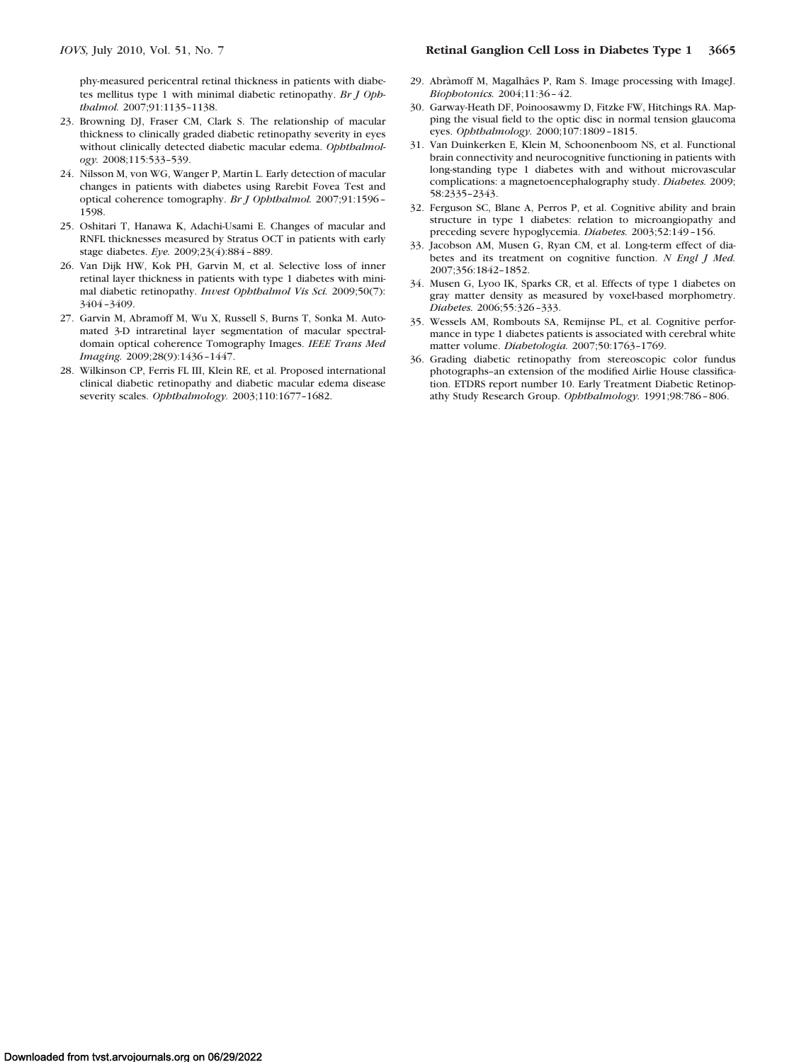phy-measured pericentral retinal thickness in patients with diabetes mellitus type 1 with minimal diabetic retinopathy. *Br J Ophthalmol.* 2007;91:1135–1138.

23. Browning DJ, Fraser CM, Clark S. The relationship of macular thickness to clinically graded diabetic retinopathy severity in eyes without clinically detected diabetic macular edema. *Ophthalmology.* 2008;115:533–539.
24. Nilsson M, von WG, Wanger P, Martin L. Early detection of macular changes in patients with diabetes using Rarebit Fovea Test and optical coherence tomography. *Br J Ophthalmol.* 2007;91:1596–1598.
25. Oshitari T, Hanawa K, Adachi-Usami E. Changes of macular and RNFL thicknesses measured by Stratus OCT in patients with early stage diabetes. *Eye.* 2009;23(4):884–889.
26. Van Dijk HW, Kok PH, Garvin M, et al. Selective loss of inner retinal layer thickness in patients with type 1 diabetes with minimal diabetic retinopathy. *Invest Ophthalmol Vis Sci.* 2009;50(7):3404–3409.
27. Garvin M, Abramoff M, Wu X, Russell S, Burns T, Sonka M. Automated 3-D intraretinal layer segmentation of macular spectral-domain optical coherence Tomography Images. *IEEE Trans Med Imaging.* 2009;28(9):1436–1447.
28. Wilkinson CP, Ferris FL III, Klein RE, et al. Proposed international clinical diabetic retinopathy and diabetic macular edema disease severity scales. *Ophthalmology.* 2003;110:1677–1682.
29. Abràmoff M, Magalhâes P, Ram S. Image processing with ImageJ. *Biophotonics.* 2004;11:36–42.
30. Garway-Heath DF, Poinoosawmy D, Fitzke FW, Hitchings RA. Mapping the visual field to the optic disc in normal tension glaucoma eyes. *Ophthalmology.* 2000;107:1809–1815.
31. Van Duinkerken E, Klein M, Schoonenboom NS, et al. Functional brain connectivity and neurocognitive functioning in patients with long-standing type 1 diabetes with and without microvascular complications: a magnetoencephalography study. *Diabetes.* 2009;58:2335–2343.
32. Ferguson SC, Blane A, Perros P, et al. Cognitive ability and brain structure in type 1 diabetes: relation to microangiopathy and preceding severe hypoglycemia. *Diabetes.* 2003;52:149–156.
33. Jacobson AM, Musen G, Ryan CM, et al. Long-term effect of diabetes and its treatment on cognitive function. *N Engl J Med.* 2007;356:1842–1852.
34. Musen G, Lyoo IK, Sparks CR, et al. Effects of type 1 diabetes on gray matter density as measured by voxel-based morphometry. *Diabetes.* 2006;55:326–333.
35. Wessels AM, Rombouts SA, Remijnse PL, et al. Cognitive performance in type 1 diabetes patients is associated with cerebral white matter volume. *Diabetologia.* 2007;50:1763–1769.
36. Grading diabetic retinopathy from stereoscopic color fundus photographs–an extension of the modified Airlie House classification. ETDRS report number 10. Early Treatment Diabetic Retinopathy Study Research Group. *Ophthalmology.* 1991;98:786–806.